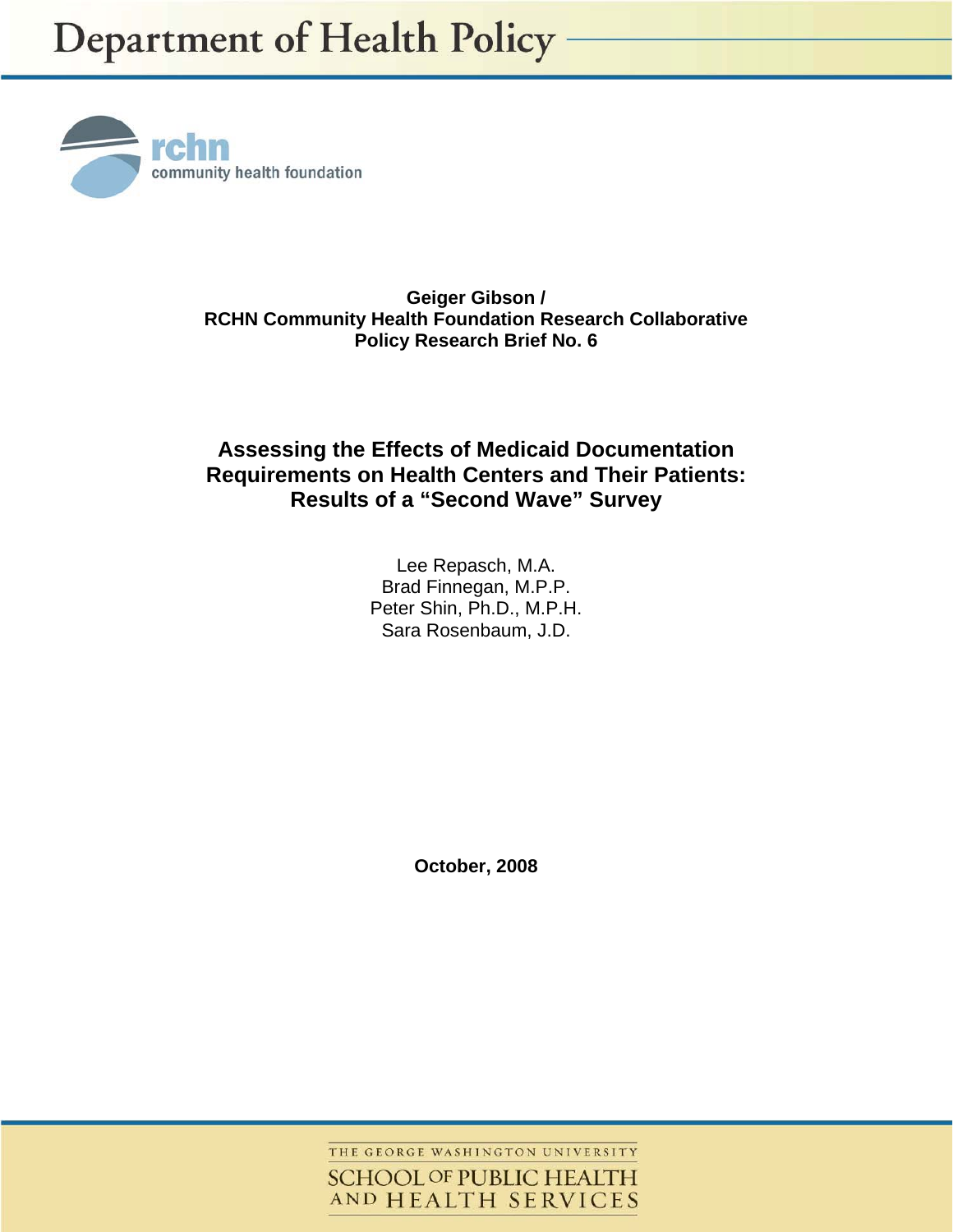Department of Health Policy

rchn community health foundation

**Geiger Gibson /**
**RCHN Community Health Foundation Research Collaborative**
**Policy Research Brief No. 6**

# Assessing the Effects of Medicaid Documentation Requirements on Health Centers and Their Patients: Results of a "Second Wave" Survey

Lee Repasch, M.A.
Brad Finnegan, M.P.P.
Peter Shin, Ph.D., M.P.H.
Sara Rosenbaum, J.D.

**October, 2008**

THE GEORGE WASHINGTON UNIVERSITY
SCHOOL OF PUBLIC HEALTH AND HEALTH SERVICES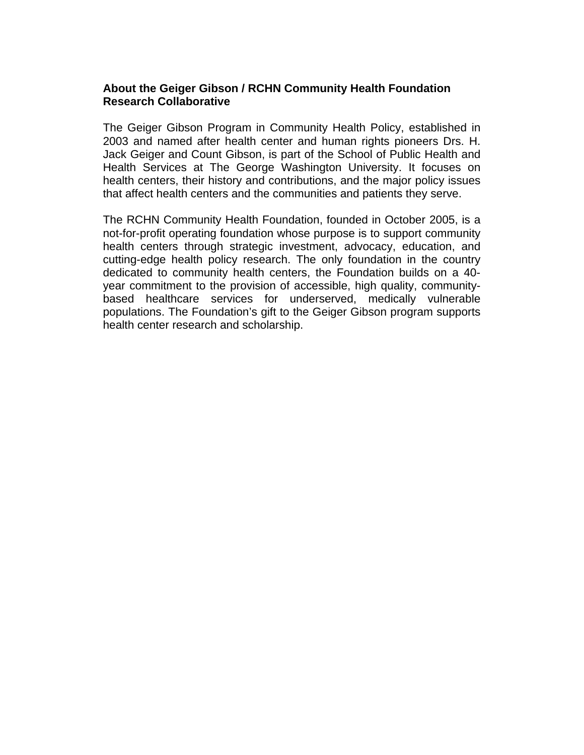## About the Geiger Gibson / RCHN Community Health Foundation Research Collaborative

The Geiger Gibson Program in Community Health Policy, established in 2003 and named after health center and human rights pioneers Drs. H. Jack Geiger and Count Gibson, is part of the School of Public Health and Health Services at The George Washington University. It focuses on health centers, their history and contributions, and the major policy issues that affect health centers and the communities and patients they serve.

The RCHN Community Health Foundation, founded in October 2005, is a not-for-profit operating foundation whose purpose is to support community health centers through strategic investment, advocacy, education, and cutting-edge health policy research. The only foundation in the country dedicated to community health centers, the Foundation builds on a 40-year commitment to the provision of accessible, high quality, community-based healthcare services for underserved, medically vulnerable populations. The Foundation's gift to the Geiger Gibson program supports health center research and scholarship.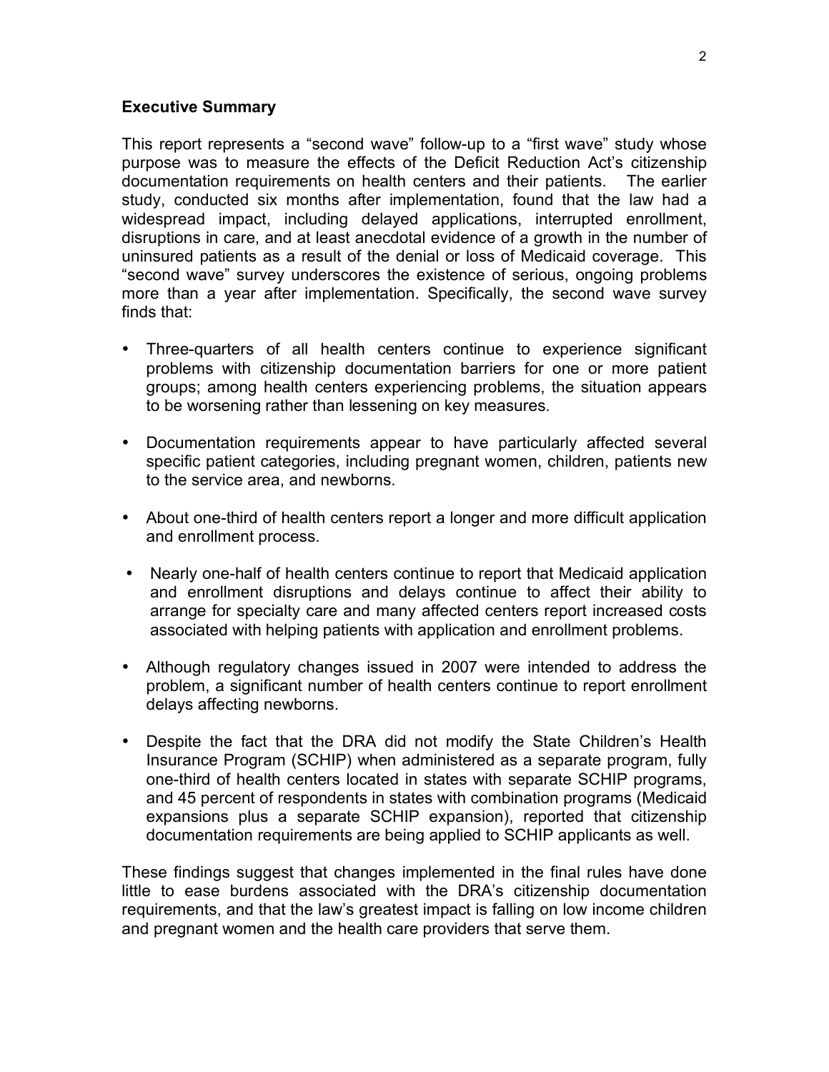**Executive Summary**

This report represents a "second wave" follow-up to a "first wave" study whose purpose was to measure the effects of the Deficit Reduction Act's citizenship documentation requirements on health centers and their patients. The earlier study, conducted six months after implementation, found that the law had a widespread impact, including delayed applications, interrupted enrollment, disruptions in care, and at least anecdotal evidence of a growth in the number of uninsured patients as a result of the denial or loss of Medicaid coverage. This "second wave" survey underscores the existence of serious, ongoing problems more than a year after implementation. Specifically, the second wave survey finds that:

- Three-quarters of all health centers continue to experience significant problems with citizenship documentation barriers for one or more patient groups; among health centers experiencing problems, the situation appears to be worsening rather than lessening on key measures.
- Documentation requirements appear to have particularly affected several specific patient categories, including pregnant women, children, patients new to the service area, and newborns.
- About one-third of health centers report a longer and more difficult application and enrollment process.
- Nearly one-half of health centers continue to report that Medicaid application and enrollment disruptions and delays continue to affect their ability to arrange for specialty care and many affected centers report increased costs associated with helping patients with application and enrollment problems.
- Although regulatory changes issued in 2007 were intended to address the problem, a significant number of health centers continue to report enrollment delays affecting newborns.
- Despite the fact that the DRA did not modify the State Children's Health Insurance Program (SCHIP) when administered as a separate program, fully one-third of health centers located in states with separate SCHIP programs, and 45 percent of respondents in states with combination programs (Medicaid expansions plus a separate SCHIP expansion), reported that citizenship documentation requirements are being applied to SCHIP applicants as well.

These findings suggest that changes implemented in the final rules have done little to ease burdens associated with the DRA's citizenship documentation requirements, and that the law's greatest impact is falling on low income children and pregnant women and the health care providers that serve them.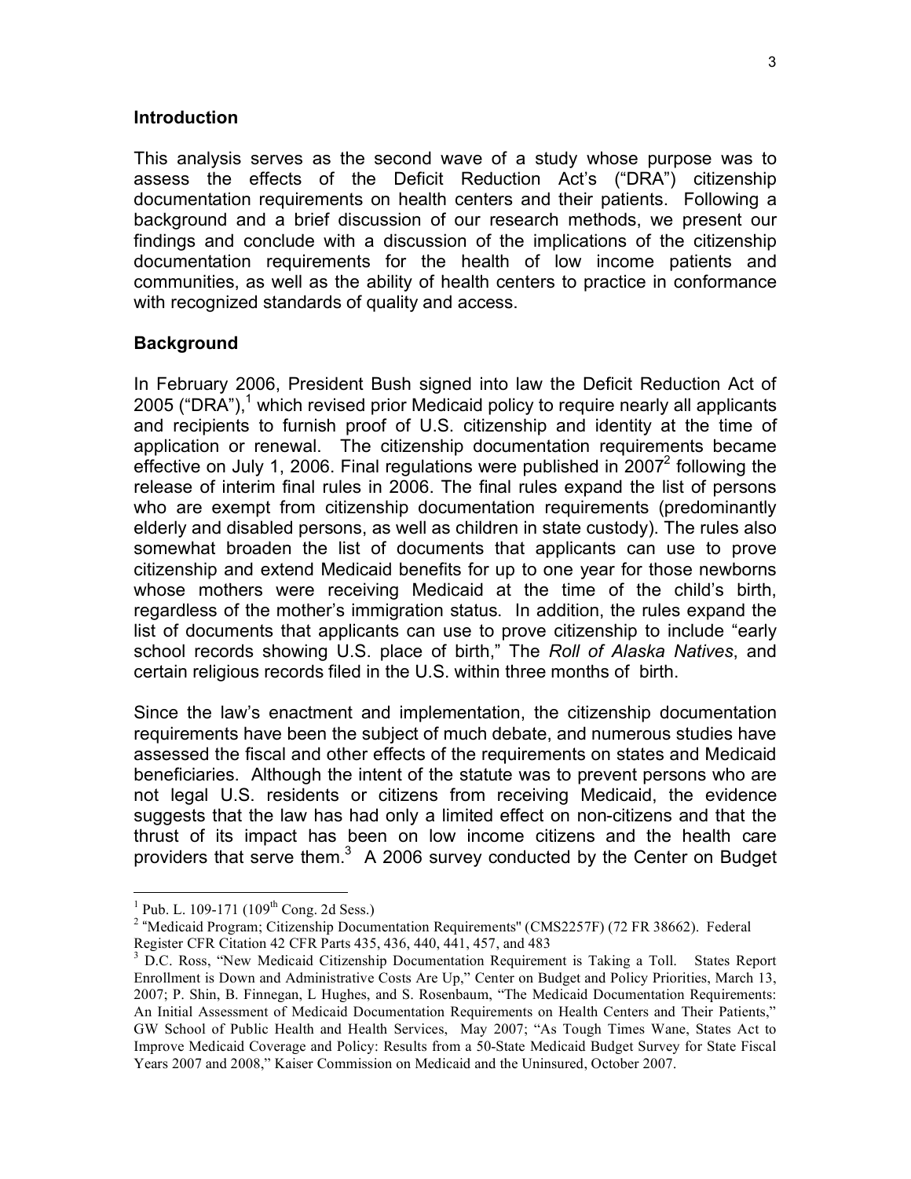## Introduction

This analysis serves as the second wave of a study whose purpose was to assess the effects of the Deficit Reduction Act's ("DRA") citizenship documentation requirements on health centers and their patients. Following a background and a brief discussion of our research methods, we present our findings and conclude with a discussion of the implications of the citizenship documentation requirements for the health of low income patients and communities, as well as the ability of health centers to practice in conformance with recognized standards of quality and access.

## Background

In February 2006, President Bush signed into law the Deficit Reduction Act of 2005 ("DRA"),[1] which revised prior Medicaid policy to require nearly all applicants and recipients to furnish proof of U.S. citizenship and identity at the time of application or renewal. The citizenship documentation requirements became effective on July 1, 2006. Final regulations were published in 2007[2] following the release of interim final rules in 2006. The final rules expand the list of persons who are exempt from citizenship documentation requirements (predominantly elderly and disabled persons, as well as children in state custody). The rules also somewhat broaden the list of documents that applicants can use to prove citizenship and extend Medicaid benefits for up to one year for those newborns whose mothers were receiving Medicaid at the time of the child's birth, regardless of the mother's immigration status. In addition, the rules expand the list of documents that applicants can use to prove citizenship to include "early school records showing U.S. place of birth," The *Roll of Alaska Natives*, and certain religious records filed in the U.S. within three months of birth.

Since the law's enactment and implementation, the citizenship documentation requirements have been the subject of much debate, and numerous studies have assessed the fiscal and other effects of the requirements on states and Medicaid beneficiaries. Although the intent of the statute was to prevent persons who are not legal U.S. residents or citizens from receiving Medicaid, the evidence suggests that the law has had only a limited effect on non-citizens and that the thrust of its impact has been on low income citizens and the health care providers that serve them.[3] A 2006 survey conducted by the Center on Budget

---

[1] Pub. L. 109-171 (109th Cong. 2d Sess.)

[2] "Medicaid Program; Citizenship Documentation Requirements" (CMS2257F) (72 FR 38662). Federal Register CFR Citation 42 CFR Parts 435, 436, 440, 441, 457, and 483

[3] D.C. Ross, "New Medicaid Citizenship Documentation Requirement is Taking a Toll. States Report Enrollment is Down and Administrative Costs Are Up," Center on Budget and Policy Priorities, March 13, 2007; P. Shin, B. Finnegan, L Hughes, and S. Rosenbaum, "The Medicaid Documentation Requirements: An Initial Assessment of Medicaid Documentation Requirements on Health Centers and Their Patients," GW School of Public Health and Health Services, May 2007; "As Tough Times Wane, States Act to Improve Medicaid Coverage and Policy: Results from a 50-State Medicaid Budget Survey for State Fiscal Years 2007 and 2008," Kaiser Commission on Medicaid and the Uninsured, October 2007.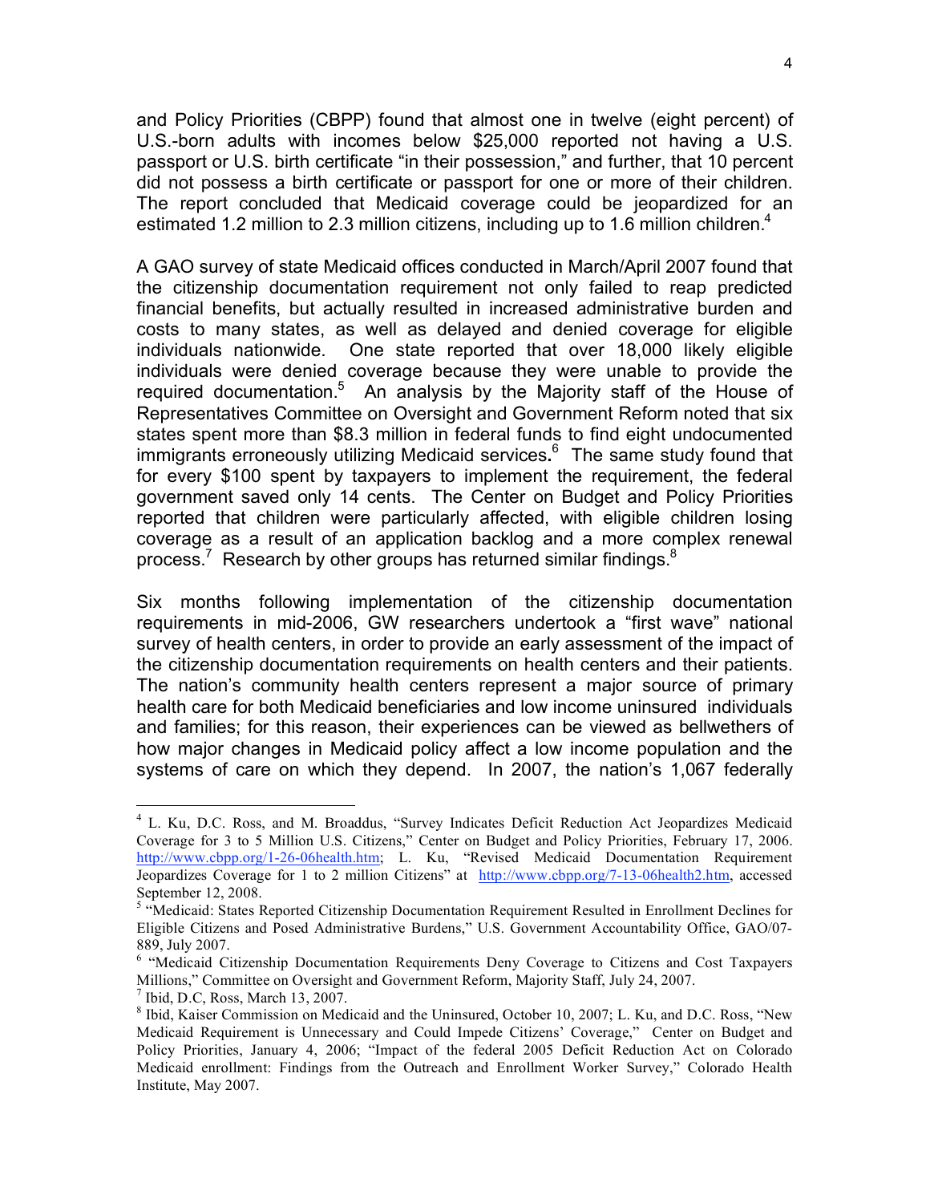and Policy Priorities (CBPP) found that almost one in twelve (eight percent) of U.S.-born adults with incomes below $25,000 reported not having a U.S. passport or U.S. birth certificate "in their possession," and further, that 10 percent did not possess a birth certificate or passport for one or more of their children. The report concluded that Medicaid coverage could be jeopardized for an estimated 1.2 million to 2.3 million citizens, including up to 1.6 million children.[4]

A GAO survey of state Medicaid offices conducted in March/April 2007 found that the citizenship documentation requirement not only failed to reap predicted financial benefits, but actually resulted in increased administrative burden and costs to many states, as well as delayed and denied coverage for eligible individuals nationwide. One state reported that over 18,000 likely eligible individuals were denied coverage because they were unable to provide the required documentation.[5] An analysis by the Majority staff of the House of Representatives Committee on Oversight and Government Reform noted that six states spent more than $8.3 million in federal funds to find eight undocumented immigrants erroneously utilizing Medicaid services**.**[6] The same study found that for every $100 spent by taxpayers to implement the requirement, the federal government saved only 14 cents. The Center on Budget and Policy Priorities reported that children were particularly affected, with eligible children losing coverage as a result of an application backlog and a more complex renewal process.[7] Research by other groups has returned similar findings.[8]

Six months following implementation of the citizenship documentation requirements in mid-2006, GW researchers undertook a "first wave" national survey of health centers, in order to provide an early assessment of the impact of the citizenship documentation requirements on health centers and their patients. The nation's community health centers represent a major source of primary health care for both Medicaid beneficiaries and low income uninsured individuals and families; for this reason, their experiences can be viewed as bellwethers of how major changes in Medicaid policy affect a low income population and the systems of care on which they depend. In 2007, the nation's 1,067 federally

---

[4] L. Ku, D.C. Ross, and M. Broaddus, "Survey Indicates Deficit Reduction Act Jeopardizes Medicaid Coverage for 3 to 5 Million U.S. Citizens," Center on Budget and Policy Priorities, February 17, 2006. http://www.cbpp.org/1-26-06health.htm; L. Ku, "Revised Medicaid Documentation Requirement Jeopardizes Coverage for 1 to 2 million Citizens" at http://www.cbpp.org/7-13-06health2.htm, accessed September 12, 2008.

[5] "Medicaid: States Reported Citizenship Documentation Requirement Resulted in Enrollment Declines for Eligible Citizens and Posed Administrative Burdens," U.S. Government Accountability Office, GAO/07-889, July 2007.

[6] "Medicaid Citizenship Documentation Requirements Deny Coverage to Citizens and Cost Taxpayers Millions," Committee on Oversight and Government Reform, Majority Staff, July 24, 2007.

[7] Ibid, D.C, Ross, March 13, 2007.

[8] Ibid, Kaiser Commission on Medicaid and the Uninsured, October 10, 2007; L. Ku, and D.C. Ross, "New Medicaid Requirement is Unnecessary and Could Impede Citizens' Coverage," Center on Budget and Policy Priorities, January 4, 2006; "Impact of the federal 2005 Deficit Reduction Act on Colorado Medicaid enrollment: Findings from the Outreach and Enrollment Worker Survey," Colorado Health Institute, May 2007.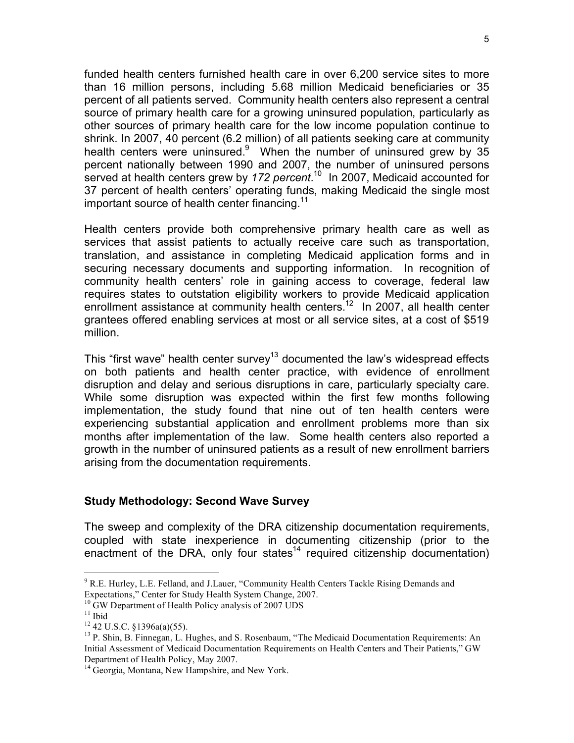funded health centers furnished health care in over 6,200 service sites to more than 16 million persons, including 5.68 million Medicaid beneficiaries or 35 percent of all patients served. Community health centers also represent a central source of primary health care for a growing uninsured population, particularly as other sources of primary health care for the low income population continue to shrink. In 2007, 40 percent (6.2 million) of all patients seeking care at community health centers were uninsured.[9] When the number of uninsured grew by 35 percent nationally between 1990 and 2007, the number of uninsured persons served at health centers grew by *172 percent*.[10] In 2007, Medicaid accounted for 37 percent of health centers' operating funds, making Medicaid the single most important source of health center financing.[11]

Health centers provide both comprehensive primary health care as well as services that assist patients to actually receive care such as transportation, translation, and assistance in completing Medicaid application forms and in securing necessary documents and supporting information. In recognition of community health centers' role in gaining access to coverage, federal law requires states to outstation eligibility workers to provide Medicaid application enrollment assistance at community health centers.[12] In 2007, all health center grantees offered enabling services at most or all service sites, at a cost of $519 million.

This "first wave" health center survey[13] documented the law's widespread effects on both patients and health center practice, with evidence of enrollment disruption and delay and serious disruptions in care, particularly specialty care. While some disruption was expected within the first few months following implementation, the study found that nine out of ten health centers were experiencing substantial application and enrollment problems more than six months after implementation of the law. Some health centers also reported a growth in the number of uninsured patients as a result of new enrollment barriers arising from the documentation requirements.

### Study Methodology: Second Wave Survey

The sweep and complexity of the DRA citizenship documentation requirements, coupled with state inexperience in documenting citizenship (prior to the enactment of the DRA, only four states[14] required citizenship documentation)

---

[9] R.E. Hurley, L.E. Felland, and J.Lauer, "Community Health Centers Tackle Rising Demands and Expectations," Center for Study Health System Change, 2007.

[10] GW Department of Health Policy analysis of 2007 UDS

[11] Ibid

[12] 42 U.S.C. §1396a(a)(55).

[13] P. Shin, B. Finnegan, L. Hughes, and S. Rosenbaum, "The Medicaid Documentation Requirements: An Initial Assessment of Medicaid Documentation Requirements on Health Centers and Their Patients," GW Department of Health Policy, May 2007.

[14] Georgia, Montana, New Hampshire, and New York.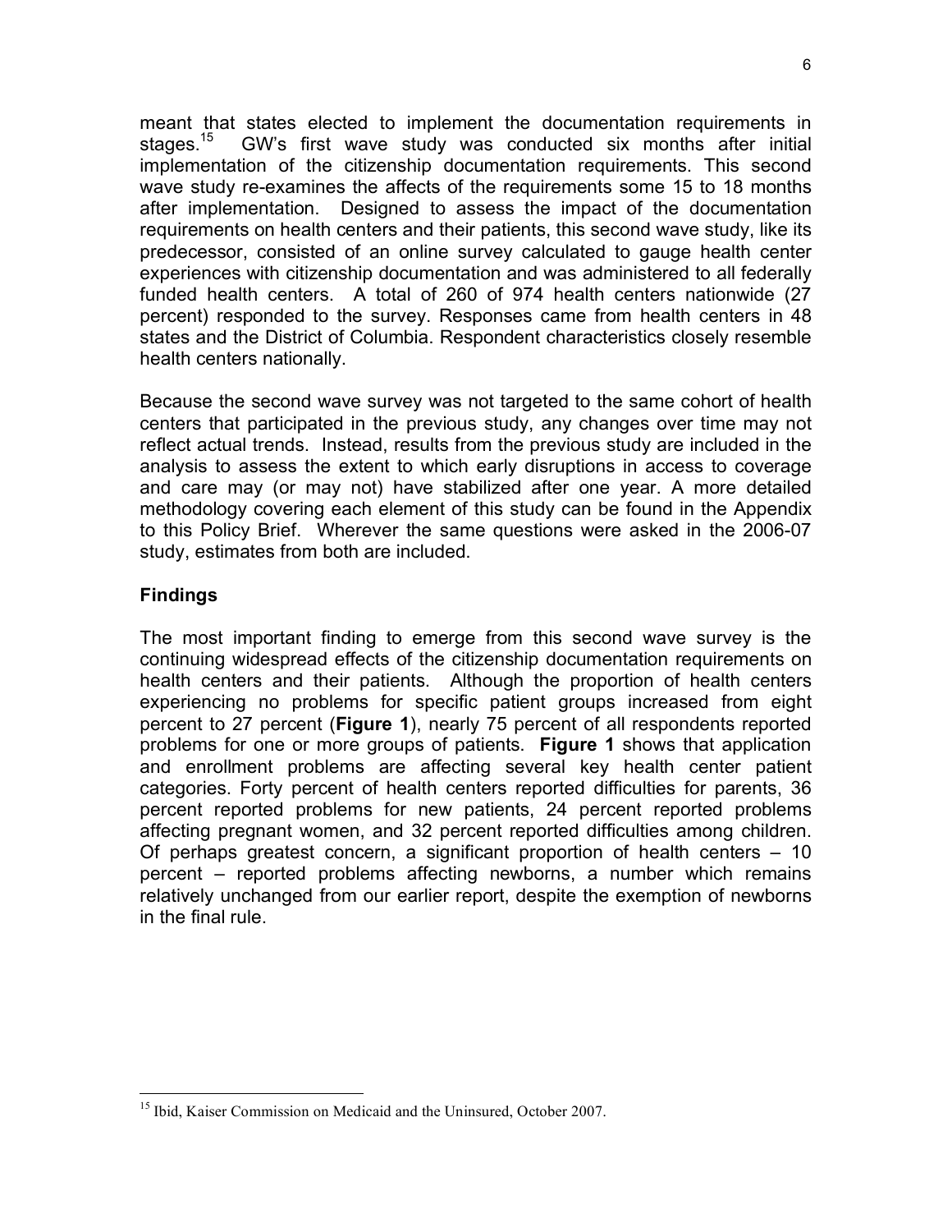meant that states elected to implement the documentation requirements in stages.[15] GW's first wave study was conducted six months after initial implementation of the citizenship documentation requirements. This second wave study re-examines the affects of the requirements some 15 to 18 months after implementation. Designed to assess the impact of the documentation requirements on health centers and their patients, this second wave study, like its predecessor, consisted of an online survey calculated to gauge health center experiences with citizenship documentation and was administered to all federally funded health centers. A total of 260 of 974 health centers nationwide (27 percent) responded to the survey. Responses came from health centers in 48 states and the District of Columbia. Respondent characteristics closely resemble health centers nationally.

Because the second wave survey was not targeted to the same cohort of health centers that participated in the previous study, any changes over time may not reflect actual trends. Instead, results from the previous study are included in the analysis to assess the extent to which early disruptions in access to coverage and care may (or may not) have stabilized after one year. A more detailed methodology covering each element of this study can be found in the Appendix to this Policy Brief. Wherever the same questions were asked in the 2006-07 study, estimates from both are included.

## Findings

The most important finding to emerge from this second wave survey is the continuing widespread effects of the citizenship documentation requirements on health centers and their patients. Although the proportion of health centers experiencing no problems for specific patient groups increased from eight percent to 27 percent (**Figure 1**), nearly 75 percent of all respondents reported problems for one or more groups of patients. **Figure 1** shows that application and enrollment problems are affecting several key health center patient categories. Forty percent of health centers reported difficulties for parents, 36 percent reported problems for new patients, 24 percent reported problems affecting pregnant women, and 32 percent reported difficulties among children. Of perhaps greatest concern, a significant proportion of health centers – 10 percent – reported problems affecting newborns, a number which remains relatively unchanged from our earlier report, despite the exemption of newborns in the final rule.

---

[15] Ibid, Kaiser Commission on Medicaid and the Uninsured, October 2007.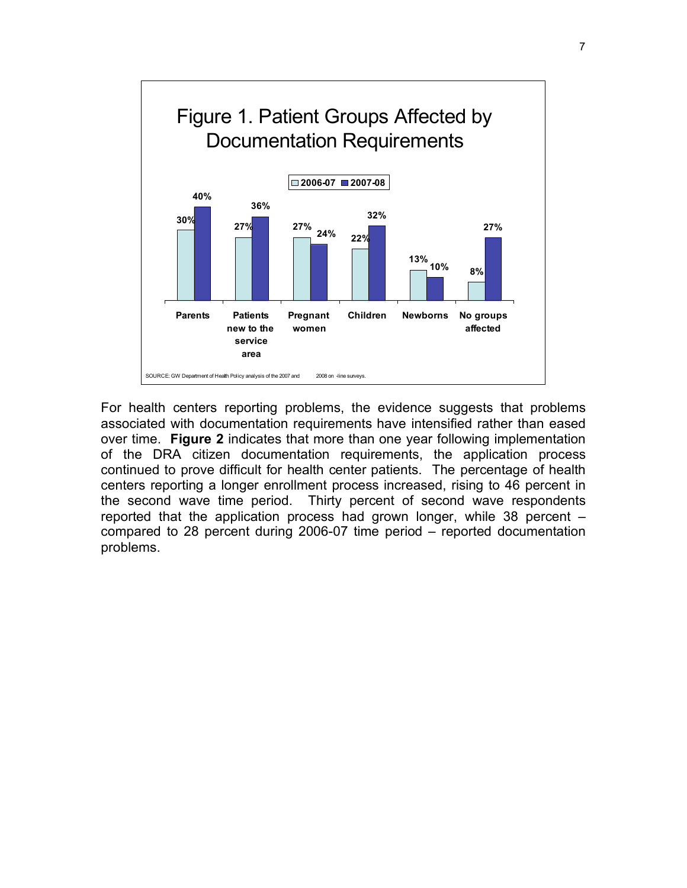Figure 1. Patient Groups Affected by Documentation Requirements

| | 2006-07 | 2007-08 |
|---|---|---|
| Parents | 30% | 40% |
| Patients new to the service area | 27% | 36% |
| Pregnant women | 27% | 24% |
| Children | 22% | 32% |
| Newborns | 13% | 10% |
| No groups affected | 8% | 27% |

SOURCE: GW Department of Health Policy analysis of the 2007 and 2008 on-line surveys.

For health centers reporting problems, the evidence suggests that problems associated with documentation requirements have intensified rather than eased over time. **Figure 2** indicates that more than one year following implementation of the DRA citizen documentation requirements, the application process continued to prove difficult for health center patients. The percentage of health centers reporting a longer enrollment process increased, rising to 46 percent in the second wave time period. Thirty percent of second wave respondents reported that the application process had grown longer, while 38 percent – compared to 28 percent during 2006-07 time period – reported documentation problems.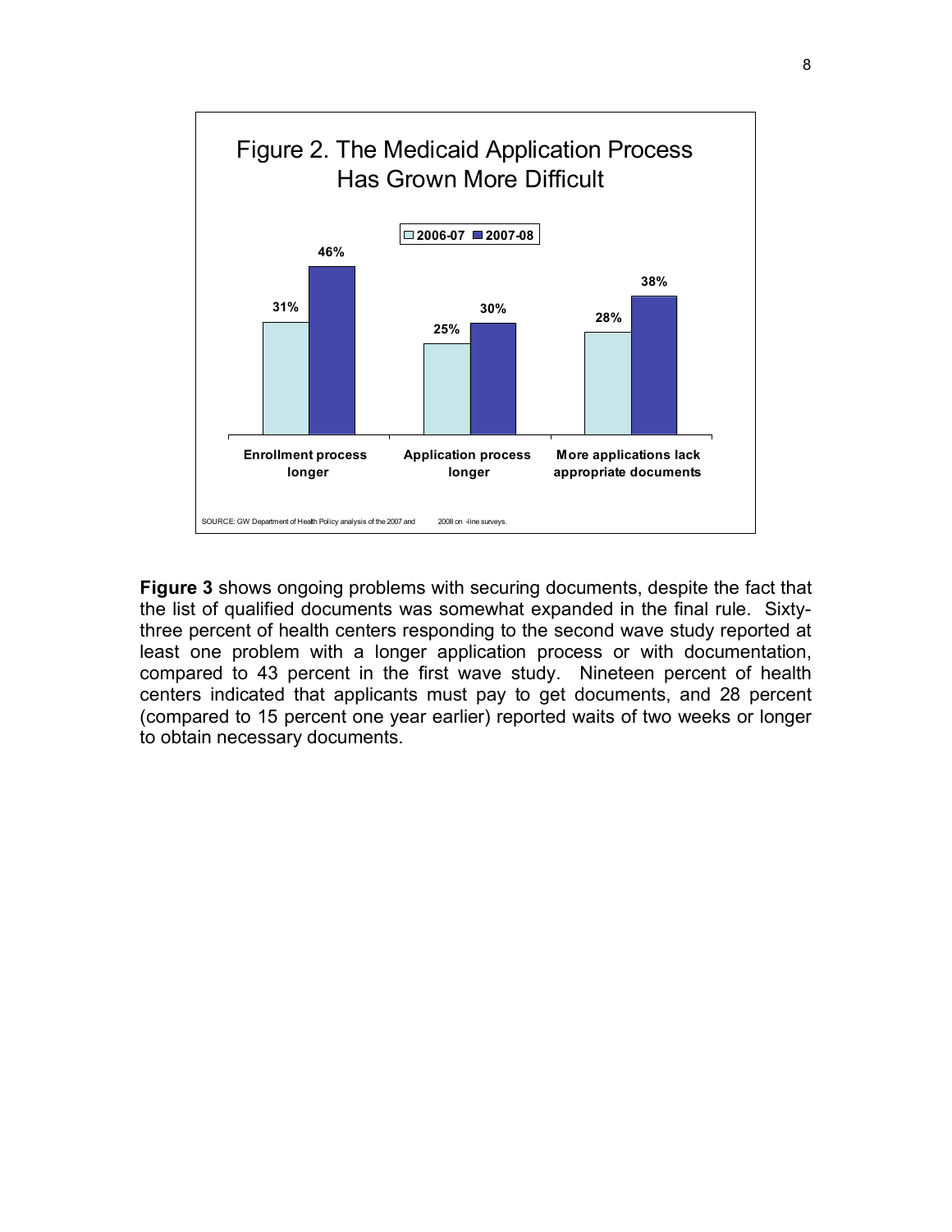## Figure 2. The Medicaid Application Process Has Grown More Difficult

| | 2006-07 | 2007-08 |
|---|---|---|
| Enrollment process longer | 31% | 46% |
| Application process longer | 25% | 30% |
| More applications lack appropriate documents | 28% | 38% |

SOURCE: GW Department of Health Policy analysis of the 2007 and 2008 on-line surveys.

**Figure 3** shows ongoing problems with securing documents, despite the fact that the list of qualified documents was somewhat expanded in the final rule. Sixty-three percent of health centers responding to the second wave study reported at least one problem with a longer application process or with documentation, compared to 43 percent in the first wave study. Nineteen percent of health centers indicated that applicants must pay to get documents, and 28 percent (compared to 15 percent one year earlier) reported waits of two weeks or longer to obtain necessary documents.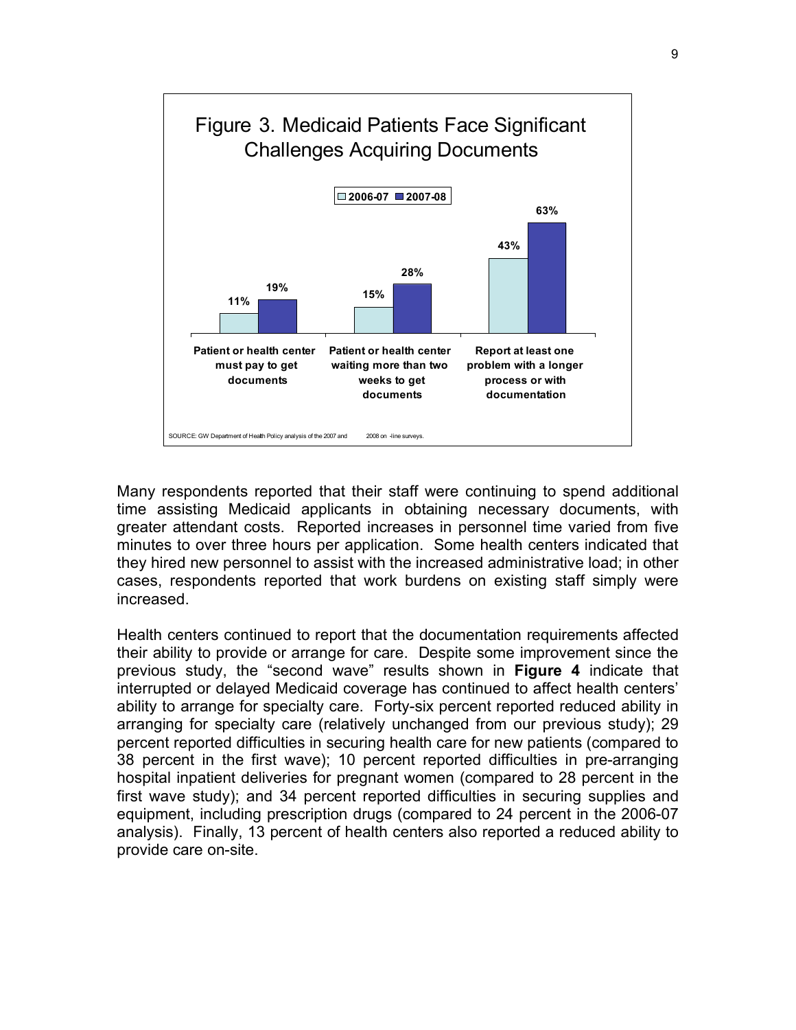Figure 3. Medicaid Patients Face Significant Challenges Acquiring Documents

| | 2006-07 | 2007-08 |
|---|---|---|
| Patient or health center must pay to get documents | 11% | 19% |
| Patient or health center waiting more than two weeks to get documents | 15% | 28% |
| Report at least one problem with a longer process or with documentation | 43% | 63% |

SOURCE: GW Department of Health Policy analysis of the 2007 and 2008 on-line surveys.

Many respondents reported that their staff were continuing to spend additional time assisting Medicaid applicants in obtaining necessary documents, with greater attendant costs. Reported increases in personnel time varied from five minutes to over three hours per application. Some health centers indicated that they hired new personnel to assist with the increased administrative load; in other cases, respondents reported that work burdens on existing staff simply were increased.

Health centers continued to report that the documentation requirements affected their ability to provide or arrange for care. Despite some improvement since the previous study, the "second wave" results shown in **Figure 4** indicate that interrupted or delayed Medicaid coverage has continued to affect health centers' ability to arrange for specialty care. Forty-six percent reported reduced ability in arranging for specialty care (relatively unchanged from our previous study); 29 percent reported difficulties in securing health care for new patients (compared to 38 percent in the first wave); 10 percent reported difficulties in pre-arranging hospital inpatient deliveries for pregnant women (compared to 28 percent in the first wave study); and 34 percent reported difficulties in securing supplies and equipment, including prescription drugs (compared to 24 percent in the 2006-07 analysis). Finally, 13 percent of health centers also reported a reduced ability to provide care on-site.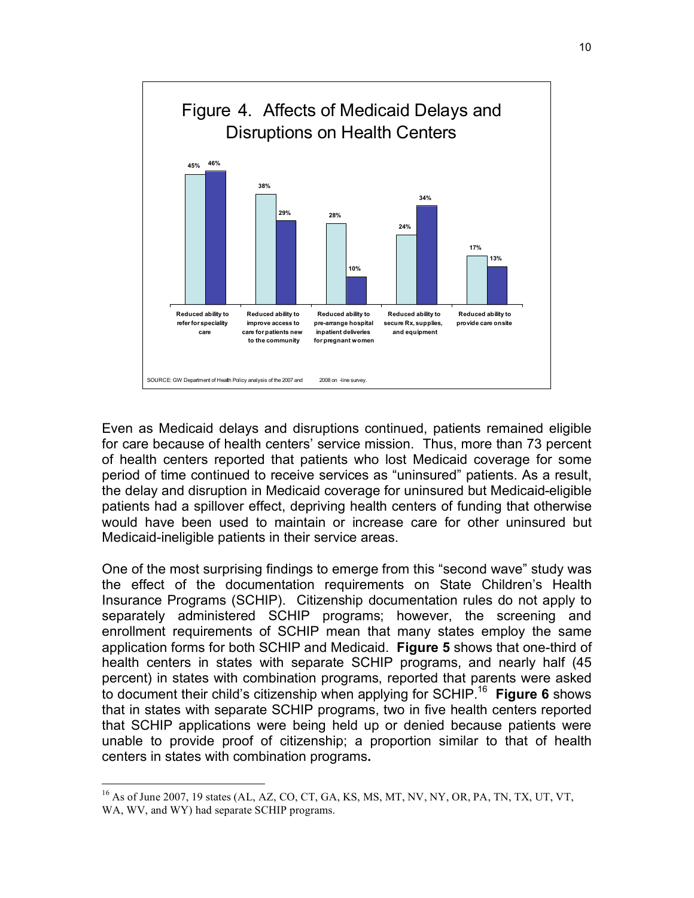**Figure 4. Affects of Medicaid Delays and Disruptions on Health Centers**

| | Series 1 | Series 2 |
|---|---|---|
| Reduced ability to refer for speciality care | 45% | 46% |
| Reduced ability to improve access to care for patients new to the community | 38% | 29% |
| Reduced ability to pre-arrange hospital inpatient deliveries for pregnant women | 28% | 10% |
| Reduced ability to secure Rx, supplies, and equipment | 24% | 34% |
| Reduced ability to provide care onsite | 17% | 13% |

SOURCE: GW Department of Health Policy analysis of the 2007 and 2008 on-line survey.

Even as Medicaid delays and disruptions continued, patients remained eligible for care because of health centers' service mission. Thus, more than 73 percent of health centers reported that patients who lost Medicaid coverage for some period of time continued to receive services as "uninsured" patients. As a result, the delay and disruption in Medicaid coverage for uninsured but Medicaid-eligible patients had a spillover effect, depriving health centers of funding that otherwise would have been used to maintain or increase care for other uninsured but Medicaid-ineligible patients in their service areas.

One of the most surprising findings to emerge from this "second wave" study was the effect of the documentation requirements on State Children's Health Insurance Programs (SCHIP). Citizenship documentation rules do not apply to separately administered SCHIP programs; however, the screening and enrollment requirements of SCHIP mean that many states employ the same application forms for both SCHIP and Medicaid. **Figure 5** shows that one-third of health centers in states with separate SCHIP programs, and nearly half (45 percent) in states with combination programs, reported that parents were asked to document their child's citizenship when applying for SCHIP.[16] **Figure 6** shows that in states with separate SCHIP programs, two in five health centers reported that SCHIP applications were being held up or denied because patients were unable to provide proof of citizenship; a proportion similar to that of health centers in states with combination programs**.**

[16] As of June 2007, 19 states (AL, AZ, CO, CT, GA, KS, MS, MT, NV, NY, OR, PA, TN, TX, UT, VT, WA, WV, and WY) had separate SCHIP programs.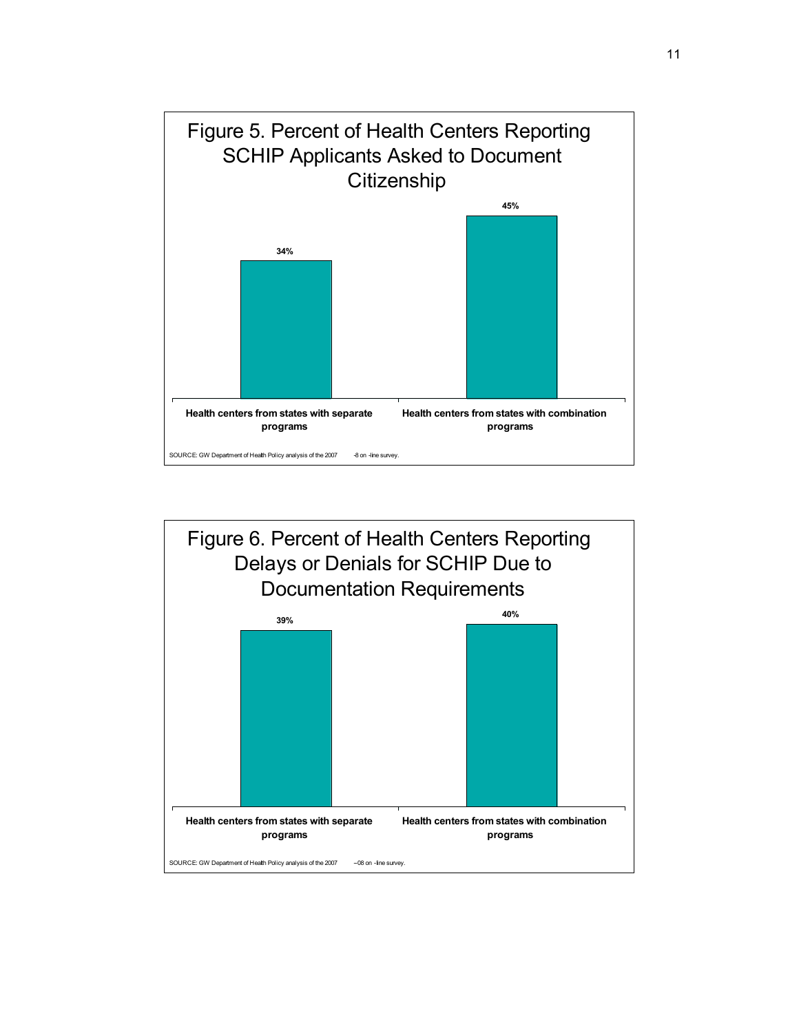Figure 5. Percent of Health Centers Reporting SCHIP Applicants Asked to Document Citizenship

| | Percent |
|---|---|
| Health centers from states with separate programs | 34% |
| Health centers from states with combination programs | 45% |

SOURCE: GW Department of Health Policy analysis of the 2007 -8 on -line survey.

Figure 6. Percent of Health Centers Reporting Delays or Denials for SCHIP Due to Documentation Requirements

| | Percent |
|---|---|
| Health centers from states with separate programs | 39% |
| Health centers from states with combination programs | 40% |

SOURCE: GW Department of Health Policy analysis of the 2007 –08 on -line survey.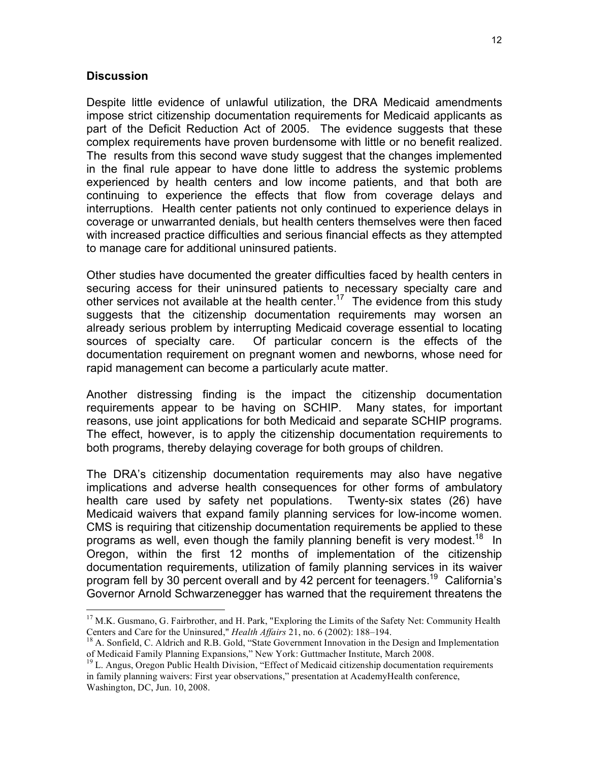## Discussion

Despite little evidence of unlawful utilization, the DRA Medicaid amendments impose strict citizenship documentation requirements for Medicaid applicants as part of the Deficit Reduction Act of 2005. The evidence suggests that these complex requirements have proven burdensome with little or no benefit realized. The results from this second wave study suggest that the changes implemented in the final rule appear to have done little to address the systemic problems experienced by health centers and low income patients, and that both are continuing to experience the effects that flow from coverage delays and interruptions. Health center patients not only continued to experience delays in coverage or unwarranted denials, but health centers themselves were then faced with increased practice difficulties and serious financial effects as they attempted to manage care for additional uninsured patients.

Other studies have documented the greater difficulties faced by health centers in securing access for their uninsured patients to necessary specialty care and other services not available at the health center.[17] The evidence from this study suggests that the citizenship documentation requirements may worsen an already serious problem by interrupting Medicaid coverage essential to locating sources of specialty care. Of particular concern is the effects of the documentation requirement on pregnant women and newborns, whose need for rapid management can become a particularly acute matter.

Another distressing finding is the impact the citizenship documentation requirements appear to be having on SCHIP. Many states, for important reasons, use joint applications for both Medicaid and separate SCHIP programs. The effect, however, is to apply the citizenship documentation requirements to both programs, thereby delaying coverage for both groups of children.

The DRA's citizenship documentation requirements may also have negative implications and adverse health consequences for other forms of ambulatory health care used by safety net populations. Twenty-six states (26) have Medicaid waivers that expand family planning services for low-income women. CMS is requiring that citizenship documentation requirements be applied to these programs as well, even though the family planning benefit is very modest.[18] In Oregon, within the first 12 months of implementation of the citizenship documentation requirements, utilization of family planning services in its waiver program fell by 30 percent overall and by 42 percent for teenagers.[19] California's Governor Arnold Schwarzenegger has warned that the requirement threatens the

---

[17] M.K. Gusmano, G. Fairbrother, and H. Park, "Exploring the Limits of the Safety Net: Community Health Centers and Care for the Uninsured," *Health Affairs* 21, no. 6 (2002): 188–194.

[18] A. Sonfield, C. Aldrich and R.B. Gold, "State Government Innovation in the Design and Implementation of Medicaid Family Planning Expansions," New York: Guttmacher Institute, March 2008.

[19] L. Angus, Oregon Public Health Division, "Effect of Medicaid citizenship documentation requirements in family planning waivers: First year observations," presentation at AcademyHealth conference, Washington, DC, Jun. 10, 2008.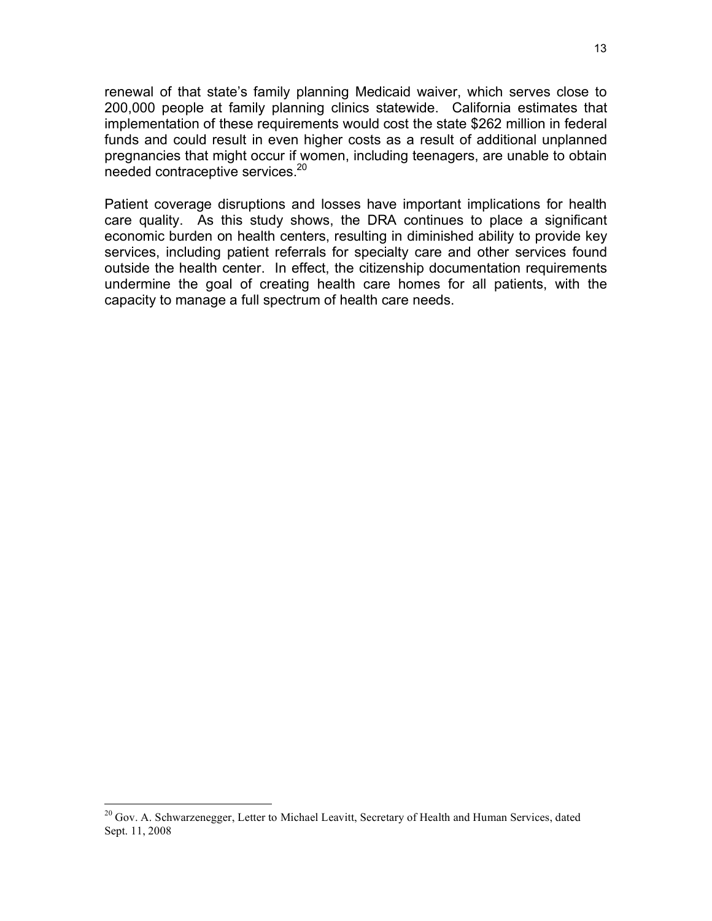renewal of that state's family planning Medicaid waiver, which serves close to 200,000 people at family planning clinics statewide. California estimates that implementation of these requirements would cost the state $262 million in federal funds and could result in even higher costs as a result of additional unplanned pregnancies that might occur if women, including teenagers, are unable to obtain needed contraceptive services.[20]

Patient coverage disruptions and losses have important implications for health care quality. As this study shows, the DRA continues to place a significant economic burden on health centers, resulting in diminished ability to provide key services, including patient referrals for specialty care and other services found outside the health center. In effect, the citizenship documentation requirements undermine the goal of creating health care homes for all patients, with the capacity to manage a full spectrum of health care needs.

---

[20] Gov. A. Schwarzenegger, Letter to Michael Leavitt, Secretary of Health and Human Services, dated Sept. 11, 2008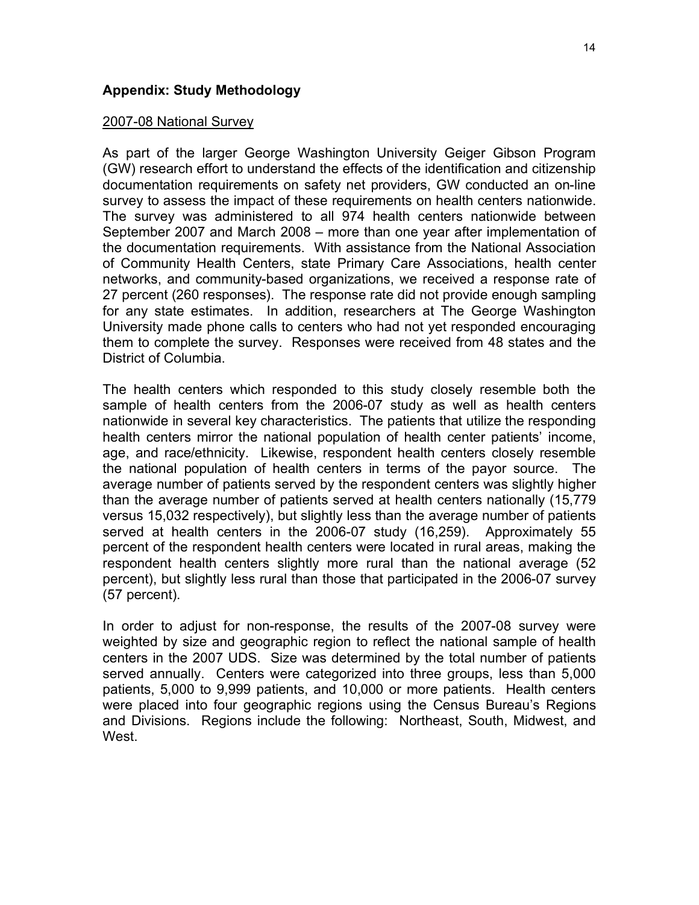## Appendix: Study Methodology

<u>2007-08 National Survey</u>

As part of the larger George Washington University Geiger Gibson Program (GW) research effort to understand the effects of the identification and citizenship documentation requirements on safety net providers, GW conducted an on-line survey to assess the impact of these requirements on health centers nationwide. The survey was administered to all 974 health centers nationwide between September 2007 and March 2008 – more than one year after implementation of the documentation requirements. With assistance from the National Association of Community Health Centers, state Primary Care Associations, health center networks, and community-based organizations, we received a response rate of 27 percent (260 responses). The response rate did not provide enough sampling for any state estimates. In addition, researchers at The George Washington University made phone calls to centers who had not yet responded encouraging them to complete the survey. Responses were received from 48 states and the District of Columbia.

The health centers which responded to this study closely resemble both the sample of health centers from the 2006-07 study as well as health centers nationwide in several key characteristics. The patients that utilize the responding health centers mirror the national population of health center patients' income, age, and race/ethnicity. Likewise, respondent health centers closely resemble the national population of health centers in terms of the payor source. The average number of patients served by the respondent centers was slightly higher than the average number of patients served at health centers nationally (15,779 versus 15,032 respectively), but slightly less than the average number of patients served at health centers in the 2006-07 study (16,259). Approximately 55 percent of the respondent health centers were located in rural areas, making the respondent health centers slightly more rural than the national average (52 percent), but slightly less rural than those that participated in the 2006-07 survey (57 percent).

In order to adjust for non-response, the results of the 2007-08 survey were weighted by size and geographic region to reflect the national sample of health centers in the 2007 UDS. Size was determined by the total number of patients served annually. Centers were categorized into three groups, less than 5,000 patients, 5,000 to 9,999 patients, and 10,000 or more patients. Health centers were placed into four geographic regions using the Census Bureau's Regions and Divisions. Regions include the following: Northeast, South, Midwest, and West.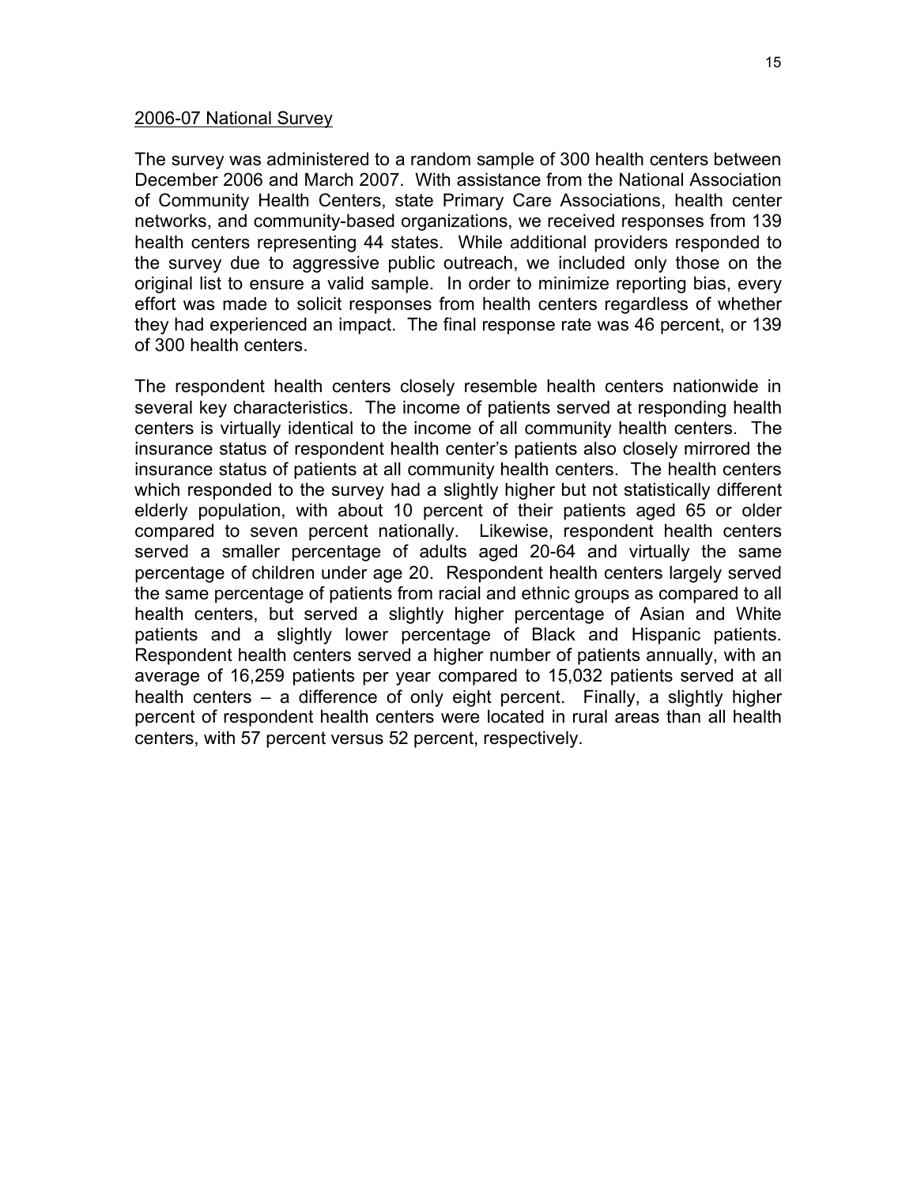<u>2006-07 National Survey</u>

The survey was administered to a random sample of 300 health centers between December 2006 and March 2007. With assistance from the National Association of Community Health Centers, state Primary Care Associations, health center networks, and community-based organizations, we received responses from 139 health centers representing 44 states. While additional providers responded to the survey due to aggressive public outreach, we included only those on the original list to ensure a valid sample. In order to minimize reporting bias, every effort was made to solicit responses from health centers regardless of whether they had experienced an impact. The final response rate was 46 percent, or 139 of 300 health centers.

The respondent health centers closely resemble health centers nationwide in several key characteristics. The income of patients served at responding health centers is virtually identical to the income of all community health centers. The insurance status of respondent health center's patients also closely mirrored the insurance status of patients at all community health centers. The health centers which responded to the survey had a slightly higher but not statistically different elderly population, with about 10 percent of their patients aged 65 or older compared to seven percent nationally. Likewise, respondent health centers served a smaller percentage of adults aged 20-64 and virtually the same percentage of children under age 20. Respondent health centers largely served the same percentage of patients from racial and ethnic groups as compared to all health centers, but served a slightly higher percentage of Asian and White patients and a slightly lower percentage of Black and Hispanic patients. Respondent health centers served a higher number of patients annually, with an average of 16,259 patients per year compared to 15,032 patients served at all health centers – a difference of only eight percent. Finally, a slightly higher percent of respondent health centers were located in rural areas than all health centers, with 57 percent versus 52 percent, respectively.